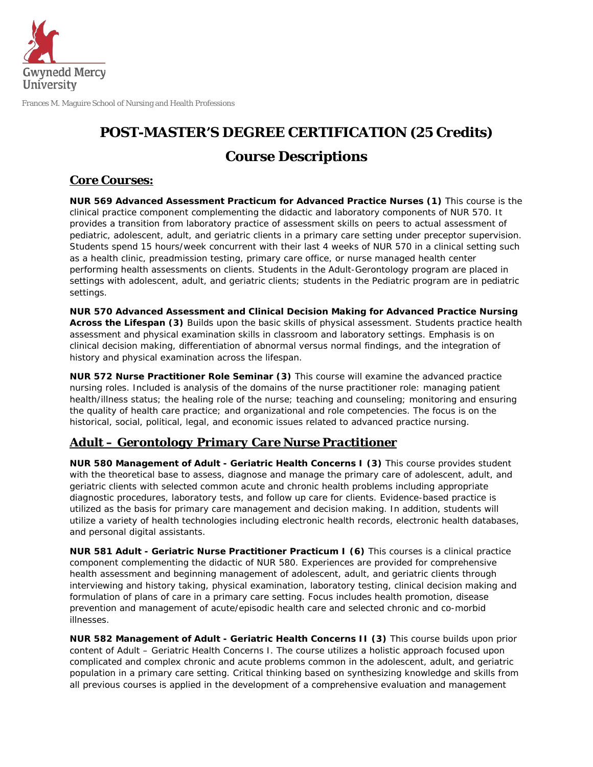Gwynedd Mercy University

Frances M. Maguire School of Nursing and Health Professions

# POST-MASTER'S DEGREE CERTIFICATION (25 Credits)

# Course Descriptions

## Core Courses:

**NUR 569 Advanced Assessment Practicum for Advanced Practice Nurses (1)** This course is the clinical practice component complementing the didactic and laboratory components of NUR 570. It provides a transition from laboratory practice of assessment skills on peers to actual assessment of pediatric, adolescent, adult, and geriatric clients in a primary care setting under preceptor supervision. Students spend 15 hours/week concurrent with their last 4 weeks of NUR 570 in a clinical setting such as a health clinic, preadmission testing, primary care office, or nurse managed health center performing health assessments on clients. Students in the Adult-Gerontology program are placed in settings with adolescent, adult, and geriatric clients; students in the Pediatric program are in pediatric settings.

**NUR 570 Advanced Assessment and Clinical Decision Making for Advanced Practice Nursing Across the Lifespan (3)** Builds upon the basic skills of physical assessment. Students practice health assessment and physical examination skills in classroom and laboratory settings. Emphasis is on clinical decision making, differentiation of abnormal versus normal findings, and the integration of history and physical examination across the lifespan.

**NUR 572 Nurse Practitioner Role Seminar (3)** This course will examine the advanced practice nursing roles. Included is analysis of the domains of the nurse practitioner role: managing patient health/illness status; the healing role of the nurse; teaching and counseling; monitoring and ensuring the quality of health care practice; and organizational and role competencies. The focus is on the historical, social, political, legal, and economic issues related to advanced practice nursing.

## Adult – Gerontology Primary Care Nurse Practitioner

**NUR 580 Management of Adult - Geriatric Health Concerns I (3)** This course provides student with the theoretical base to assess, diagnose and manage the primary care of adolescent, adult, and geriatric clients with selected common acute and chronic health problems including appropriate diagnostic procedures, laboratory tests, and follow up care for clients. Evidence-based practice is utilized as the basis for primary care management and decision making. In addition, students will utilize a variety of health technologies including electronic health records, electronic health databases, and personal digital assistants.

**NUR 581 Adult - Geriatric Nurse Practitioner Practicum I (6)** This courses is a clinical practice component complementing the didactic of NUR 580. Experiences are provided for comprehensive health assessment and beginning management of adolescent, adult, and geriatric clients through interviewing and history taking, physical examination, laboratory testing, clinical decision making and formulation of plans of care in a primary care setting. Focus includes health promotion, disease prevention and management of acute/episodic health care and selected chronic and co-morbid illnesses.

**NUR 582 Management of Adult - Geriatric Health Concerns II (3)** This course builds upon prior content of Adult – Geriatric Health Concerns I. The course utilizes a holistic approach focused upon complicated and complex chronic and acute problems common in the adolescent, adult, and geriatric population in a primary care setting. Critical thinking based on synthesizing knowledge and skills from all previous courses is applied in the development of a comprehensive evaluation and management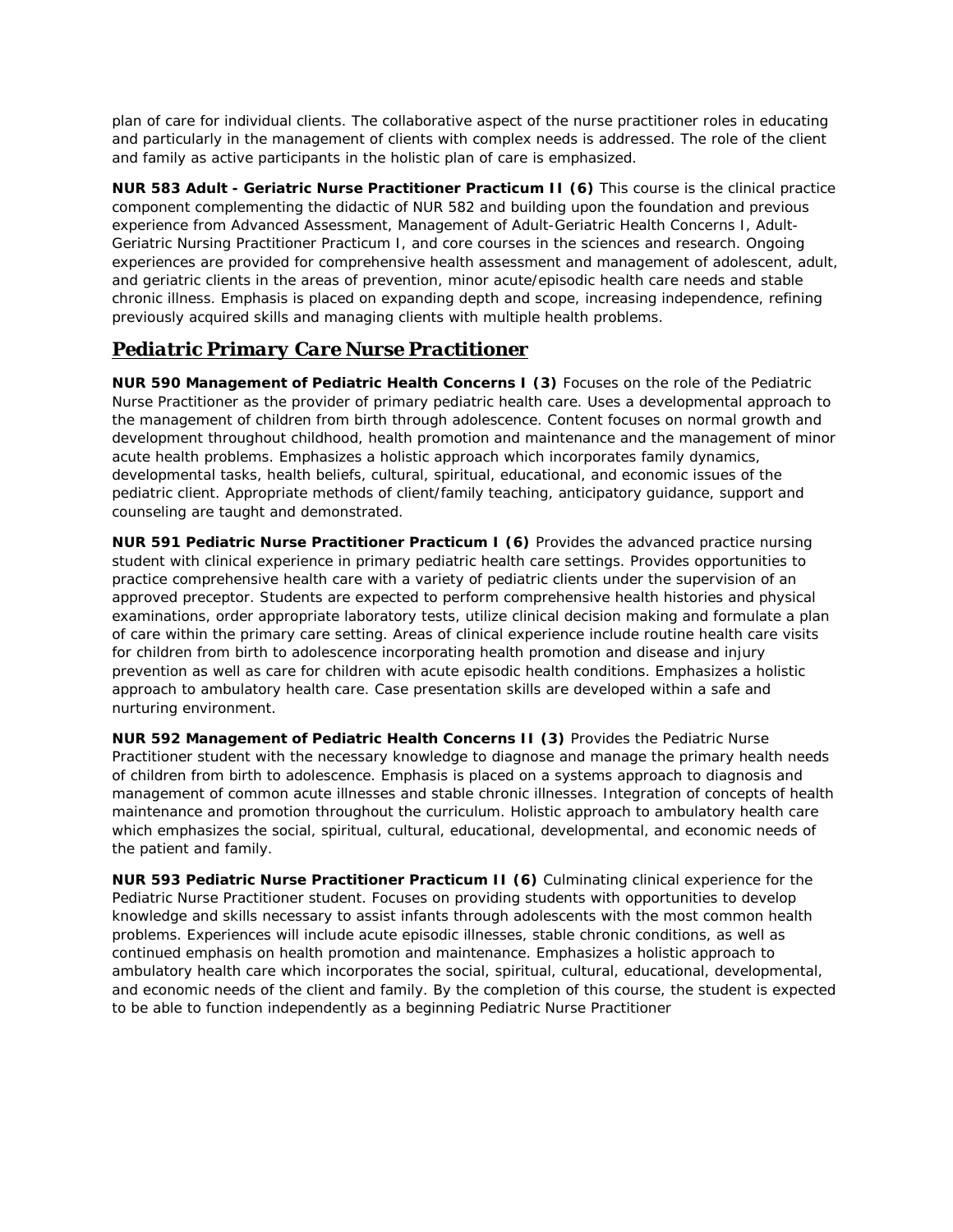plan of care for individual clients. The collaborative aspect of the nurse practitioner roles in educating and particularly in the management of clients with complex needs is addressed. The role of the client and family as active participants in the holistic plan of care is emphasized.

**NUR 583 Adult - Geriatric Nurse Practitioner Practicum II (6)** This course is the clinical practice component complementing the didactic of NUR 582 and building upon the foundation and previous experience from Advanced Assessment, Management of Adult-Geriatric Health Concerns I, Adult-Geriatric Nursing Practitioner Practicum I, and core courses in the sciences and research. Ongoing experiences are provided for comprehensive health assessment and management of adolescent, adult, and geriatric clients in the areas of prevention, minor acute/episodic health care needs and stable chronic illness. Emphasis is placed on expanding depth and scope, increasing independence, refining previously acquired skills and managing clients with multiple health problems.

## ***Pediatric Primary Care Nurse Practitioner***

**NUR 590 Management of Pediatric Health Concerns I (3)** Focuses on the role of the Pediatric Nurse Practitioner as the provider of primary pediatric health care. Uses a developmental approach to the management of children from birth through adolescence. Content focuses on normal growth and development throughout childhood, health promotion and maintenance and the management of minor acute health problems. Emphasizes a holistic approach which incorporates family dynamics, developmental tasks, health beliefs, cultural, spiritual, educational, and economic issues of the pediatric client. Appropriate methods of client/family teaching, anticipatory guidance, support and counseling are taught and demonstrated.

**NUR 591 Pediatric Nurse Practitioner Practicum I (6)** Provides the advanced practice nursing student with clinical experience in primary pediatric health care settings. Provides opportunities to practice comprehensive health care with a variety of pediatric clients under the supervision of an approved preceptor. Students are expected to perform comprehensive health histories and physical examinations, order appropriate laboratory tests, utilize clinical decision making and formulate a plan of care within the primary care setting. Areas of clinical experience include routine health care visits for children from birth to adolescence incorporating health promotion and disease and injury prevention as well as care for children with acute episodic health conditions. Emphasizes a holistic approach to ambulatory health care. Case presentation skills are developed within a safe and nurturing environment.

**NUR 592 Management of Pediatric Health Concerns II (3)** Provides the Pediatric Nurse Practitioner student with the necessary knowledge to diagnose and manage the primary health needs of children from birth to adolescence. Emphasis is placed on a systems approach to diagnosis and management of common acute illnesses and stable chronic illnesses. Integration of concepts of health maintenance and promotion throughout the curriculum. Holistic approach to ambulatory health care which emphasizes the social, spiritual, cultural, educational, developmental, and economic needs of the patient and family.

**NUR 593 Pediatric Nurse Practitioner Practicum II (6)** Culminating clinical experience for the Pediatric Nurse Practitioner student. Focuses on providing students with opportunities to develop knowledge and skills necessary to assist infants through adolescents with the most common health problems. Experiences will include acute episodic illnesses, stable chronic conditions, as well as continued emphasis on health promotion and maintenance. Emphasizes a holistic approach to ambulatory health care which incorporates the social, spiritual, cultural, educational, developmental, and economic needs of the client and family. By the completion of this course, the student is expected to be able to function independently as a beginning Pediatric Nurse Practitioner